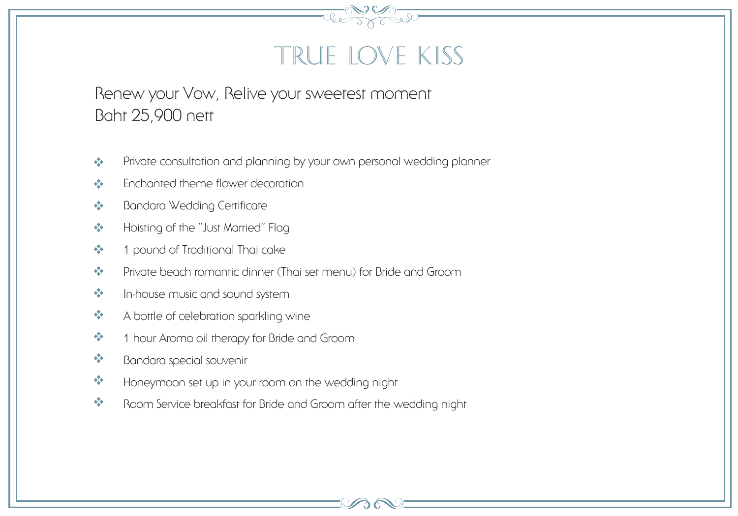# TRUE LOVE KISS

Renew your Vow, Relive your sweetest moment
Baht 25,900 nett

- Private consultation and planning by your own personal wedding planner
- Enchanted theme flower decoration
- Bandara Wedding Certificate
- Hoisting of the "Just Married" Flag
- 1 pound of Traditional Thai cake
- Private beach romantic dinner (Thai set menu) for Bride and Groom
- In-house music and sound system
- A bottle of celebration sparkling wine
- 1 hour Aroma oil therapy for Bride and Groom
- Bandara special souvenir
- Honeymoon set up in your room on the wedding night
- Room Service breakfast for Bride and Groom after the wedding night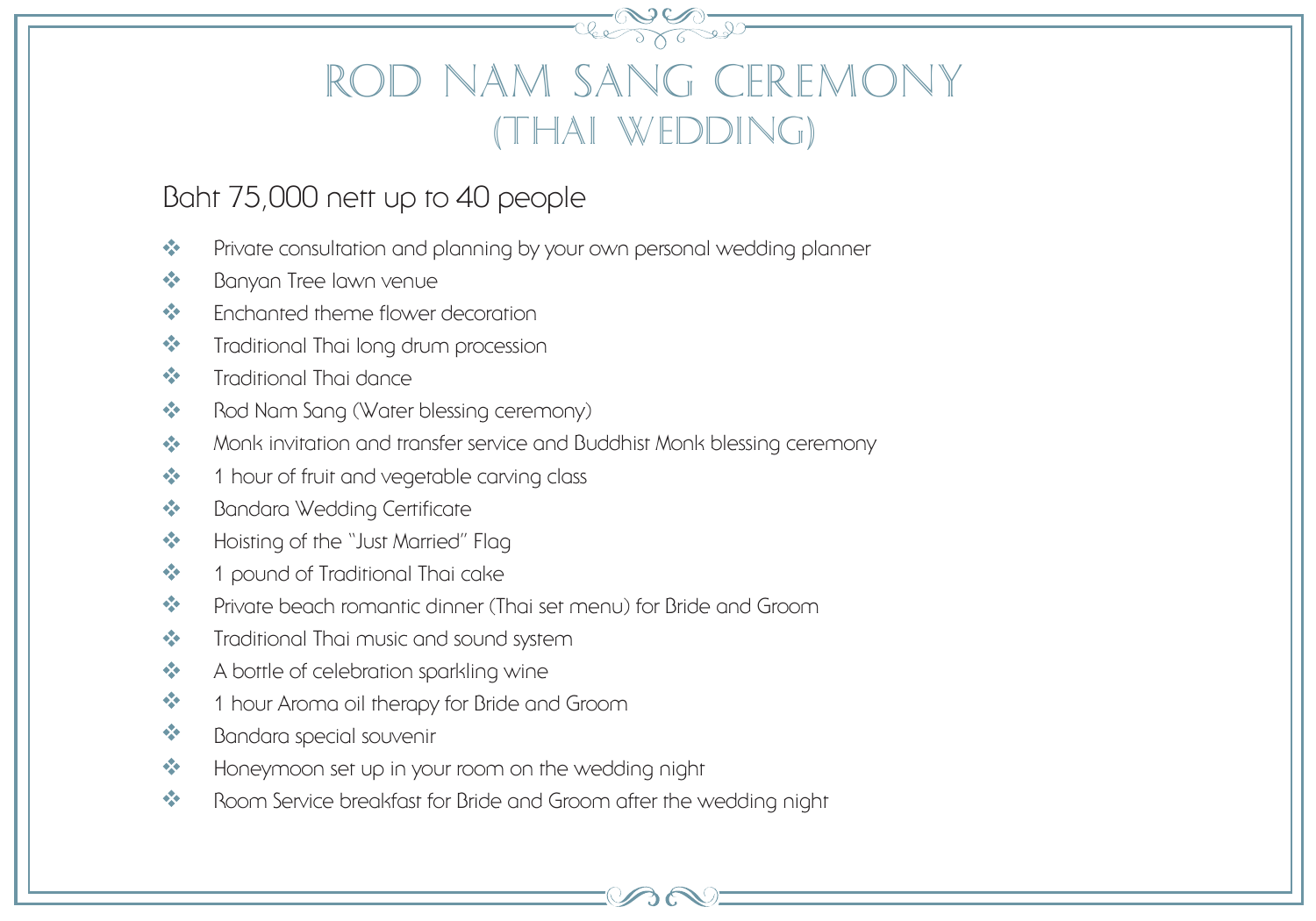# ROD NAM SANG CEREMONY (THAI WEDDING)

Baht 75,000 nett up to 40 people

- Private consultation and planning by your own personal wedding planner
- Banyan Tree lawn venue
- Enchanted theme flower decoration
- Traditional Thai long drum procession
- Traditional Thai dance
- Rod Nam Sang (Water blessing ceremony)
- Monk invitation and transfer service and Buddhist Monk blessing ceremony
- 1 hour of fruit and vegetable carving class
- Bandara Wedding Certificate
- Hoisting of the "Just Married" Flag
- 1 pound of Traditional Thai cake
- Private beach romantic dinner (Thai set menu) for Bride and Groom
- Traditional Thai music and sound system
- A bottle of celebration sparkling wine
- 1 hour Aroma oil therapy for Bride and Groom
- Bandara special souvenir
- Honeymoon set up in your room on the wedding night
- Room Service breakfast for Bride and Groom after the wedding night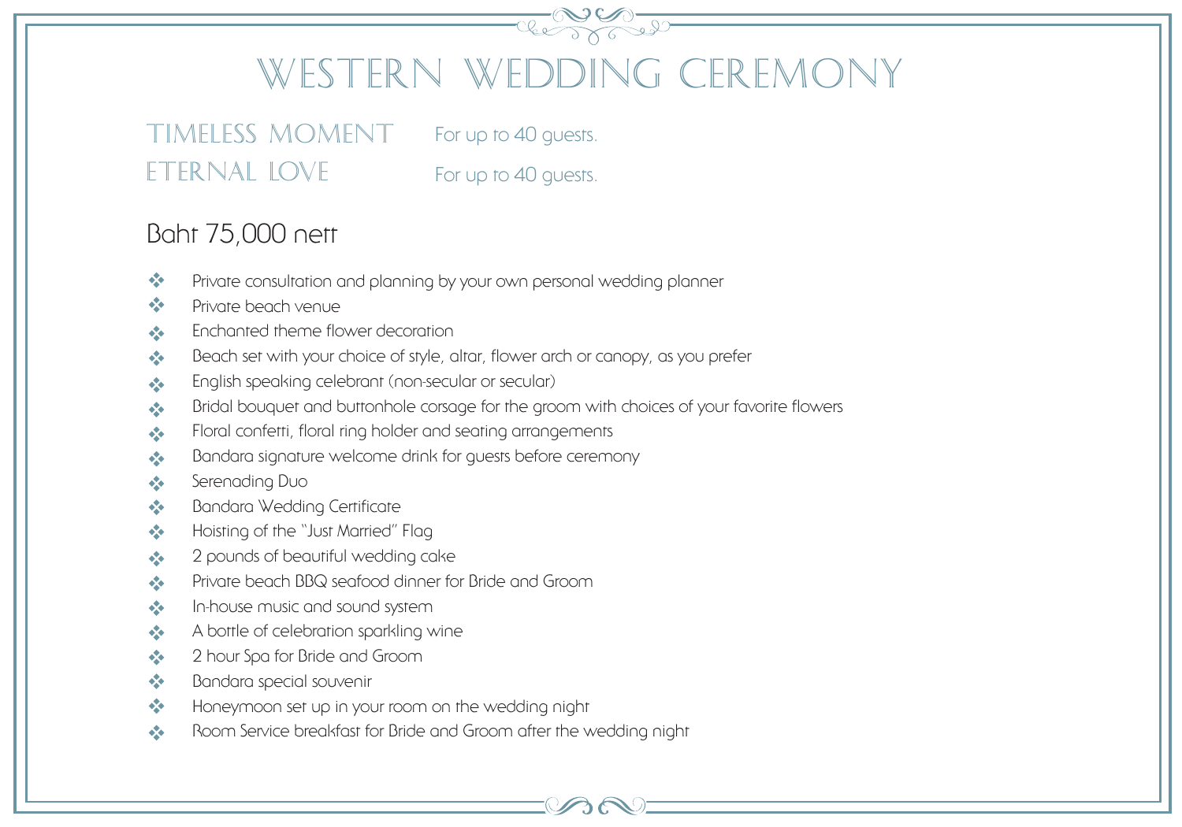# WESTERN WEDDING CEREMONY

## TIMELESS MOMENT

For up to 40 guests.

## ETERNAL LOVE

For up to 40 guests.

### Baht 75,000 nett

- Private consultation and planning by your own personal wedding planner
- Private beach venue
- Enchanted theme flower decoration
- Beach set with your choice of style, altar, flower arch or canopy, as you prefer
- English speaking celebrant (non-secular or secular)
- Bridal bouquet and buttonhole corsage for the groom with choices of your favorite flowers
- Floral confetti, floral ring holder and seating arrangements
- Bandara signature welcome drink for guests before ceremony
- Serenading Duo
- Bandara Wedding Certificate
- Hoisting of the "Just Married" Flag
- 2 pounds of beautiful wedding cake
- Private beach BBQ seafood dinner for Bride and Groom
- In-house music and sound system
- A bottle of celebration sparkling wine
- 2 hour Spa for Bride and Groom
- Bandara special souvenir
- Honeymoon set up in your room on the wedding night
- Room Service breakfast for Bride and Groom after the wedding night